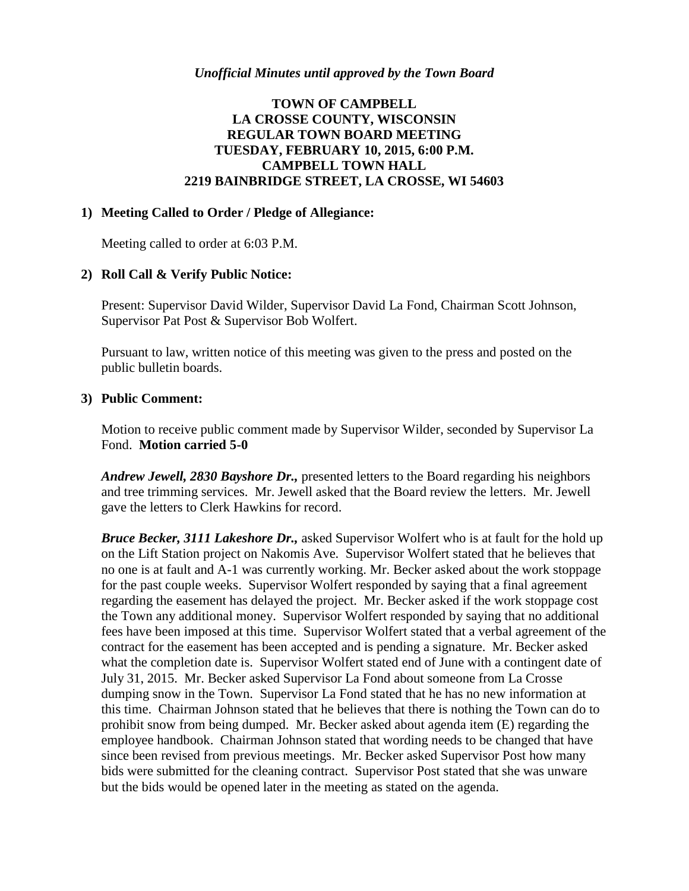*Unofficial Minutes until approved by the Town Board*

# TOWN OF CAMPBELL
# LA CROSSE COUNTY, WISCONSIN
# REGULAR TOWN BOARD MEETING
# TUESDAY, FEBRUARY 10, 2015, 6:00 P.M.
# CAMPBELL TOWN HALL
# 2219 BAINBRIDGE STREET, LA CROSSE, WI 54603

## 1) Meeting Called to Order / Pledge of Allegiance:

Meeting called to order at 6:03 P.M.

## 2) Roll Call & Verify Public Notice:

Present: Supervisor David Wilder, Supervisor David La Fond, Chairman Scott Johnson, Supervisor Pat Post & Supervisor Bob Wolfert.

Pursuant to law, written notice of this meeting was given to the press and posted on the public bulletin boards.

## 3) Public Comment:

Motion to receive public comment made by Supervisor Wilder, seconded by Supervisor La Fond. **Motion carried 5-0**

***Andrew Jewell, 2830 Bayshore Dr.,*** presented letters to the Board regarding his neighbors and tree trimming services. Mr. Jewell asked that the Board review the letters. Mr. Jewell gave the letters to Clerk Hawkins for record.

***Bruce Becker, 3111 Lakeshore Dr.,*** asked Supervisor Wolfert who is at fault for the hold up on the Lift Station project on Nakomis Ave. Supervisor Wolfert stated that he believes that no one is at fault and A-1 was currently working. Mr. Becker asked about the work stoppage for the past couple weeks. Supervisor Wolfert responded by saying that a final agreement regarding the easement has delayed the project. Mr. Becker asked if the work stoppage cost the Town any additional money. Supervisor Wolfert responded by saying that no additional fees have been imposed at this time. Supervisor Wolfert stated that a verbal agreement of the contract for the easement has been accepted and is pending a signature. Mr. Becker asked what the completion date is. Supervisor Wolfert stated end of June with a contingent date of July 31, 2015. Mr. Becker asked Supervisor La Fond about someone from La Crosse dumping snow in the Town. Supervisor La Fond stated that he has no new information at this time. Chairman Johnson stated that he believes that there is nothing the Town can do to prohibit snow from being dumped. Mr. Becker asked about agenda item (E) regarding the employee handbook. Chairman Johnson stated that wording needs to be changed that have since been revised from previous meetings. Mr. Becker asked Supervisor Post how many bids were submitted for the cleaning contract. Supervisor Post stated that she was unware but the bids would be opened later in the meeting as stated on the agenda.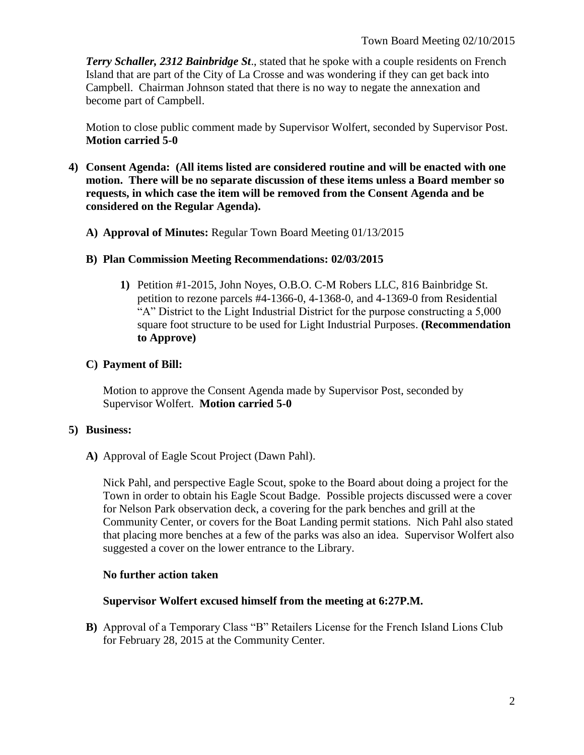***Terry Schaller, 2312 Bainbridge St***., stated that he spoke with a couple residents on French Island that are part of the City of La Crosse and was wondering if they can get back into Campbell. Chairman Johnson stated that there is no way to negate the annexation and become part of Campbell.

Motion to close public comment made by Supervisor Wolfert, seconded by Supervisor Post. **Motion carried 5-0**

**4) Consent Agenda: (All items listed are considered routine and will be enacted with one motion. There will be no separate discussion of these items unless a Board member so requests, in which case the item will be removed from the Consent Agenda and be considered on the Regular Agenda).**

**A) Approval of Minutes:** Regular Town Board Meeting 01/13/2015

**B) Plan Commission Meeting Recommendations: 02/03/2015**

**1)** Petition #1-2015, John Noyes, O.B.O. C-M Robers LLC, 816 Bainbridge St. petition to rezone parcels #4-1366-0, 4-1368-0, and 4-1369-0 from Residential "A" District to the Light Industrial District for the purpose constructing a 5,000 square foot structure to be used for Light Industrial Purposes. **(Recommendation to Approve)**

**C) Payment of Bill:**

Motion to approve the Consent Agenda made by Supervisor Post, seconded by Supervisor Wolfert. **Motion carried 5-0**

**5) Business:**

**A)** Approval of Eagle Scout Project (Dawn Pahl).

Nick Pahl, and perspective Eagle Scout, spoke to the Board about doing a project for the Town in order to obtain his Eagle Scout Badge. Possible projects discussed were a cover for Nelson Park observation deck, a covering for the park benches and grill at the Community Center, or covers for the Boat Landing permit stations. Nich Pahl also stated that placing more benches at a few of the parks was also an idea. Supervisor Wolfert also suggested a cover on the lower entrance to the Library.

**No further action taken**

**Supervisor Wolfert excused himself from the meeting at 6:27P.M.**

**B)** Approval of a Temporary Class "B" Retailers License for the French Island Lions Club for February 28, 2015 at the Community Center.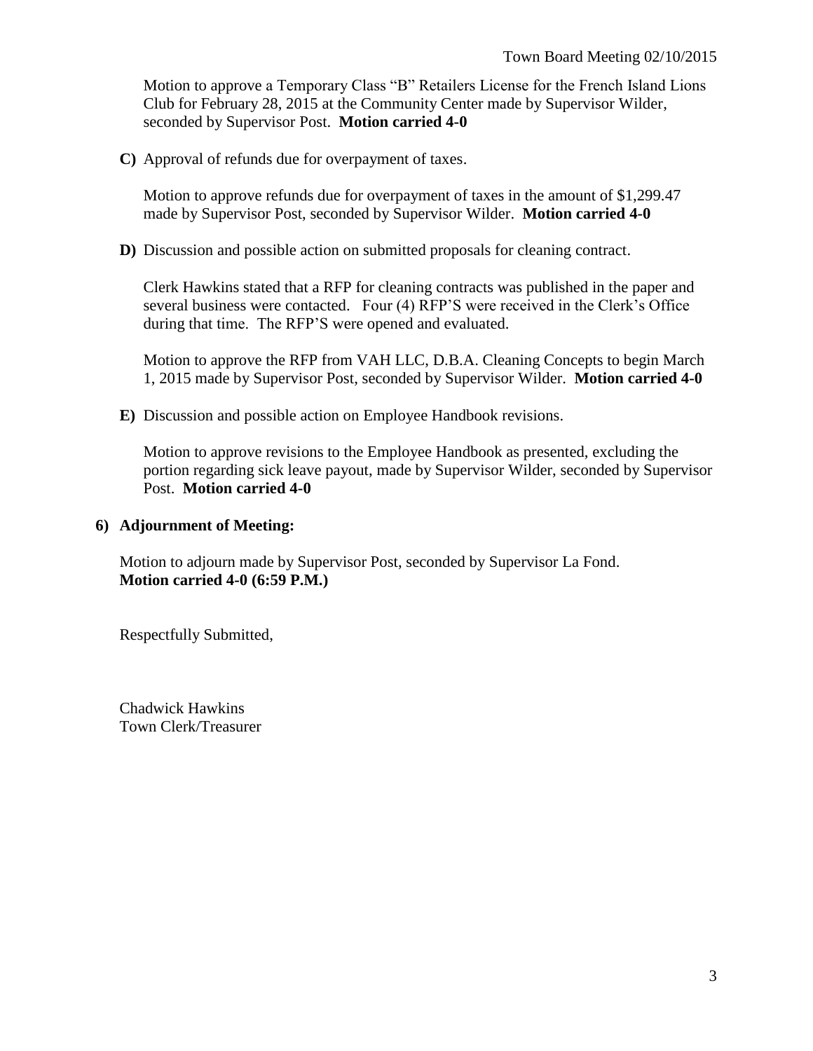Motion to approve a Temporary Class "B" Retailers License for the French Island Lions Club for February 28, 2015 at the Community Center made by Supervisor Wilder, seconded by Supervisor Post. **Motion carried 4-0**

**C)** Approval of refunds due for overpayment of taxes.

Motion to approve refunds due for overpayment of taxes in the amount of $1,299.47 made by Supervisor Post, seconded by Supervisor Wilder. **Motion carried 4-0**

**D)** Discussion and possible action on submitted proposals for cleaning contract.

Clerk Hawkins stated that a RFP for cleaning contracts was published in the paper and several business were contacted. Four (4) RFP'S were received in the Clerk's Office during that time. The RFP'S were opened and evaluated.

Motion to approve the RFP from VAH LLC, D.B.A. Cleaning Concepts to begin March 1, 2015 made by Supervisor Post, seconded by Supervisor Wilder. **Motion carried 4-0**

**E)** Discussion and possible action on Employee Handbook revisions.

Motion to approve revisions to the Employee Handbook as presented, excluding the portion regarding sick leave payout, made by Supervisor Wilder, seconded by Supervisor Post. **Motion carried 4-0**

**6) Adjournment of Meeting:**

Motion to adjourn made by Supervisor Post, seconded by Supervisor La Fond.
**Motion carried 4-0 (6:59 P.M.)**

Respectfully Submitted,

Chadwick Hawkins
Town Clerk/Treasurer